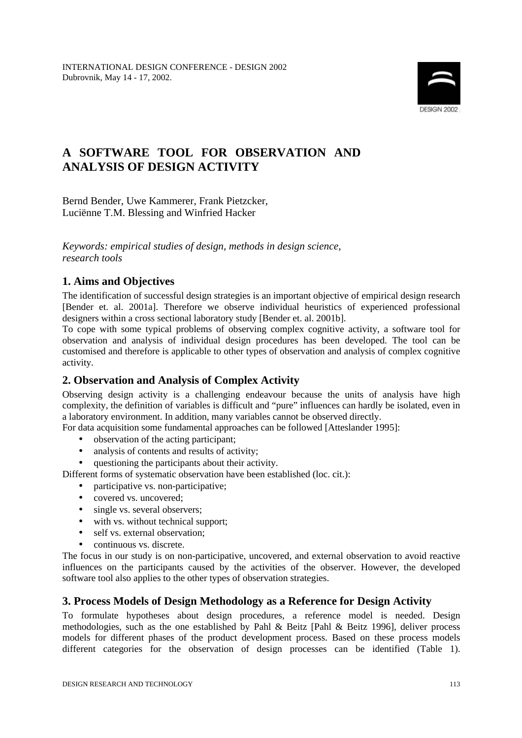INTERNATIONAL DESIGN CONFERENCE - DESIGN 2002
Dubrovnik, May 14 - 17, 2002.

# A SOFTWARE TOOL FOR OBSERVATION AND ANALYSIS OF DESIGN ACTIVITY

Bernd Bender, Uwe Kammerer, Frank Pietzcker,
Luciënne T.M. Blessing and Winfried Hacker

*Keywords: empirical studies of design, methods in design science, research tools*

## 1. Aims and Objectives

The identification of successful design strategies is an important objective of empirical design research [Bender et. al. 2001a]. Therefore we observe individual heuristics of experienced professional designers within a cross sectional laboratory study [Bender et. al. 2001b].

To cope with some typical problems of observing complex cognitive activity, a software tool for observation and analysis of individual design procedures has been developed. The tool can be customised and therefore is applicable to other types of observation and analysis of complex cognitive activity.

## 2. Observation and Analysis of Complex Activity

Observing design activity is a challenging endeavour because the units of analysis have high complexity, the definition of variables is difficult and "pure" influences can hardly be isolated, even in a laboratory environment. In addition, many variables cannot be observed directly.

For data acquisition some fundamental approaches can be followed [Atteslander 1995]:

- observation of the acting participant;
- analysis of contents and results of activity;
- questioning the participants about their activity.

Different forms of systematic observation have been established (loc. cit.):

- participative vs. non-participative;
- covered vs. uncovered;
- single vs. several observers;
- with vs. without technical support;
- self vs. external observation;
- continuous vs. discrete.

The focus in our study is on non-participative, uncovered, and external observation to avoid reactive influences on the participants caused by the activities of the observer. However, the developed software tool also applies to the other types of observation strategies.

## 3. Process Models of Design Methodology as a Reference for Design Activity

To formulate hypotheses about design procedures, a reference model is needed. Design methodologies, such as the one established by Pahl & Beitz [Pahl & Beitz 1996], deliver process models for different phases of the product development process. Based on these process models different categories for the observation of design processes can be identified (Table 1).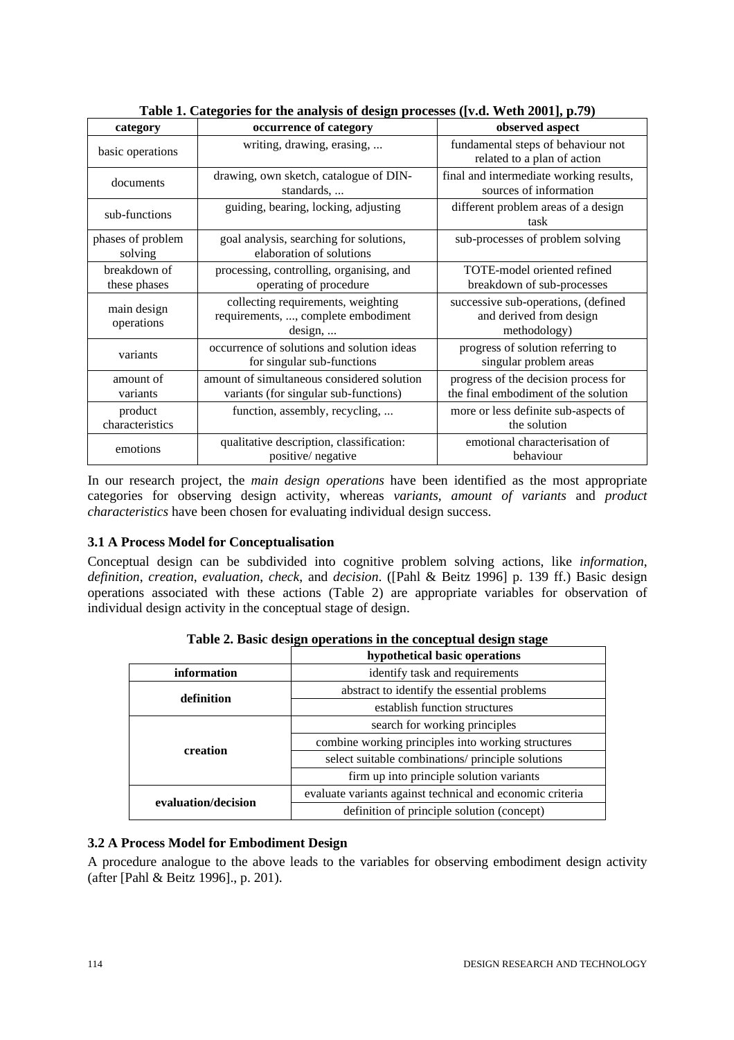**Table 1. Categories for the analysis of design processes ([v.d. Weth 2001], p.79)**

| category | occurrence of category | observed aspect |
|---|---|---|
| basic operations | writing, drawing, erasing, ... | fundamental steps of behaviour not related to a plan of action |
| documents | drawing, own sketch, catalogue of DIN-standards, ... | final and intermediate working results, sources of information |
| sub-functions | guiding, bearing, locking, adjusting | different problem areas of a design task |
| phases of problem solving | goal analysis, searching for solutions, elaboration of solutions | sub-processes of problem solving |
| breakdown of these phases | processing, controlling, organising, and operating of procedure | TOTE-model oriented refined breakdown of sub-processes |
| main design operations | collecting requirements, weighting requirements, ..., complete embodiment design, ... | successive sub-operations, (defined and derived from design methodology) |
| variants | occurrence of solutions and solution ideas for singular sub-functions | progress of solution referring to singular problem areas |
| amount of variants | amount of simultaneous considered solution variants (for singular sub-functions) | progress of the decision process for the final embodiment of the solution |
| product characteristics | function, assembly, recycling, ... | more or less definite sub-aspects of the solution |
| emotions | qualitative description, classification: positive/ negative | emotional characterisation of behaviour |

In our research project, the *main design operations* have been identified as the most appropriate categories for observing design activity, whereas *variants*, *amount of variants* and *product characteristics* have been chosen for evaluating individual design success.

### 3.1 A Process Model for Conceptualisation

Conceptual design can be subdivided into cognitive problem solving actions, like *information*, *definition*, *creation*, *evaluation*, *check*, and *decision*. ([Pahl & Beitz 1996] p. 139 ff.) Basic design operations associated with these actions (Table 2) are appropriate variables for observation of individual design activity in the conceptual stage of design.

**Table 2. Basic design operations in the conceptual design stage**

| | hypothetical basic operations |
|---|---|
| **information** | identify task and requirements |
| **definition** | abstract to identify the essential problems |
| | establish function structures |
| **creation** | search for working principles |
| | combine working principles into working structures |
| | select suitable combinations/ principle solutions |
| | firm up into principle solution variants |
| **evaluation/decision** | evaluate variants against technical and economic criteria |
| | definition of principle solution (concept) |

### 3.2 A Process Model for Embodiment Design

A procedure analogue to the above leads to the variables for observing embodiment design activity (after [Pahl & Beitz 1996]., p. 201).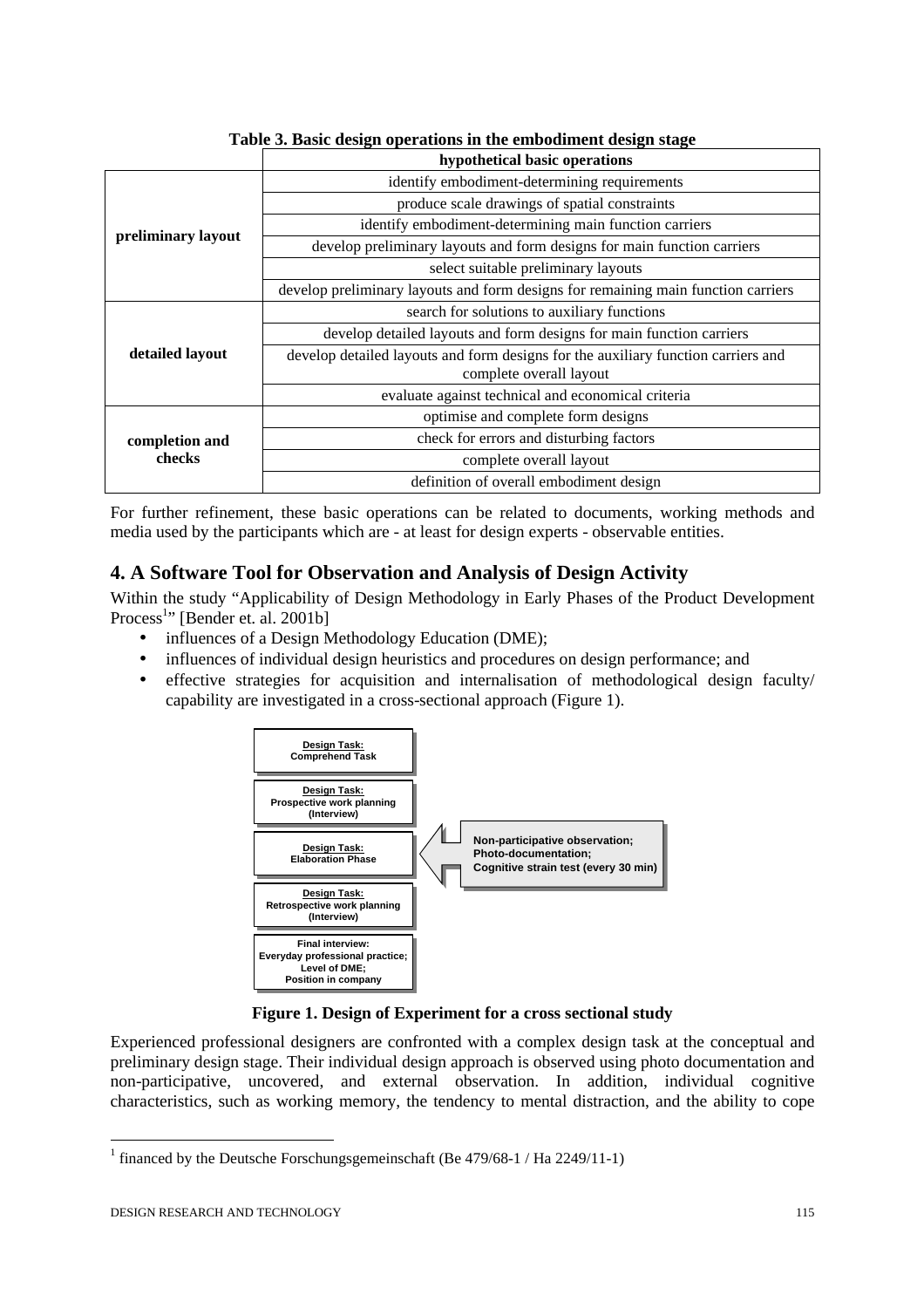**Table 3. Basic design operations in the embodiment design stage**

| | hypothetical basic operations |
|---|---|
| **preliminary layout** | identify embodiment-determining requirements |
| | produce scale drawings of spatial constraints |
| | identify embodiment-determining main function carriers |
| | develop preliminary layouts and form designs for main function carriers |
| | select suitable preliminary layouts |
| | develop preliminary layouts and form designs for remaining main function carriers |
| **detailed layout** | search for solutions to auxiliary functions |
| | develop detailed layouts and form designs for main function carriers |
| | develop detailed layouts and form designs for the auxiliary function carriers and complete overall layout |
| | evaluate against technical and economical criteria |
| **completion and checks** | optimise and complete form designs |
| | check for errors and disturbing factors |
| | complete overall layout |
| | definition of overall embodiment design |

For further refinement, these basic operations can be related to documents, working methods and media used by the participants which are - at least for design experts - observable entities.

## 4. A Software Tool for Observation and Analysis of Design Activity

Within the study "Applicability of Design Methodology in Early Phases of the Product Development Process[1]" [Bender et. al. 2001b]

- influences of a Design Methodology Education (DME);
- influences of individual design heuristics and procedures on design performance; and
- effective strategies for acquisition and internalisation of methodological design faculty/ capability are investigated in a cross-sectional approach (Figure 1).

Design Task: Comprehend Task

Design Task: Prospective work planning (Interview)

Design Task: Elaboration Phase

Design Task: Retrospective work planning (Interview)

Final interview: Everyday professional practice; Level of DME; Position in company

Non-participative observation; Photo-documentation; Cognitive strain test (every 30 min)

**Figure 1. Design of Experiment for a cross sectional study**

Experienced professional designers are confronted with a complex design task at the conceptual and preliminary design stage. Their individual design approach is observed using photo documentation and non-participative, uncovered, and external observation. In addition, individual cognitive characteristics, such as working memory, the tendency to mental distraction, and the ability to cope

[1] financed by the Deutsche Forschungsgemeinschaft (Be 479/68-1 / Ha 2249/11-1)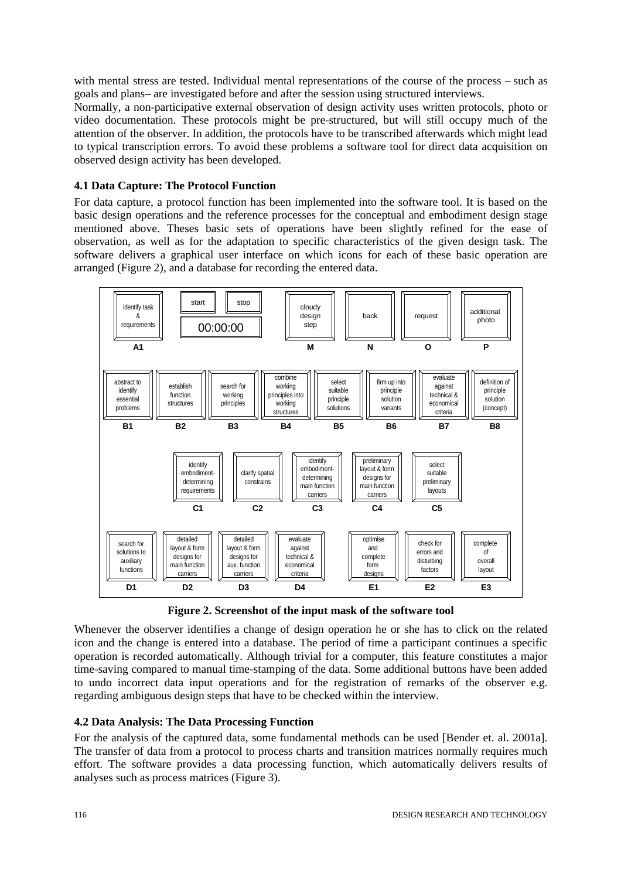with mental stress are tested. Individual mental representations of the course of the process – such as goals and plans– are investigated before and after the session using structured interviews.

Normally, a non-participative external observation of design activity uses written protocols, photo or video documentation. These protocols might be pre-structured, but will still occupy much of the attention of the observer. In addition, the protocols have to be transcribed afterwards which might lead to typical transcription errors. To avoid these problems a software tool for direct data acquisition on observed design activity has been developed.

### 4.1 Data Capture: The Protocol Function

For data capture, a protocol function has been implemented into the software tool. It is based on the basic design operations and the reference processes for the conceptual and embodiment design stage mentioned above. Theses basic sets of operations have been slightly refined for the ease of observation, as well as for the adaptation to specific characteristics of the given design task. The software delivers a graphical user interface on which icons for each of these basic operation are arranged (Figure 2), and a database for recording the entered data.

| | | | | | | | |
|---|---|---|---|---|---|---|---|
| identify task & requirements **A1** | start / stop 00:00:00 | | cloudy design step **M** | back **N** | request **O** | additional photo **P** | |
| abstract to identify essential problems **B1** | establish function structures **B2** | search for working principles **B3** | combine working principles into working structures **B4** | select suitable principle solutions **B5** | firm up into principle solution variants **B6** | evaluate against technical & economical criteria **B7** | definition of principle solution (concept) **B8** |
| identify embodiment-determining requirements **C1** | clarify spatial constrains **C2** | identify embodiment-determining main function carriers **C3** | preliminary layout & form designs for main function carriers **C4** | select suitable preliminary layouts **C5** | | | |
| search for solutions to auxiliary functions **D1** | detailed layout & form designs for main function carriers **D2** | detailed layout & form designs for aux. function carriers **D3** | evaluate against technical & economical criteria **D4** | optimise and complete form designs **E1** | check for errors and disturbing factors **E2** | complete of overall layout **E3** | |

**Figure 2. Screenshot of the input mask of the software tool**

Whenever the observer identifies a change of design operation he or she has to click on the related icon and the change is entered into a database. The period of time a participant continues a specific operation is recorded automatically. Although trivial for a computer, this feature constitutes a major time-saving compared to manual time-stamping of the data. Some additional buttons have been added to undo incorrect data input operations and for the registration of remarks of the observer e.g. regarding ambiguous design steps that have to be checked within the interview.

### 4.2 Data Analysis: The Data Processing Function

For the analysis of the captured data, some fundamental methods can be used [Bender et. al. 2001a]. The transfer of data from a protocol to process charts and transition matrices normally requires much effort. The software provides a data processing function, which automatically delivers results of analyses such as process matrices (Figure 3).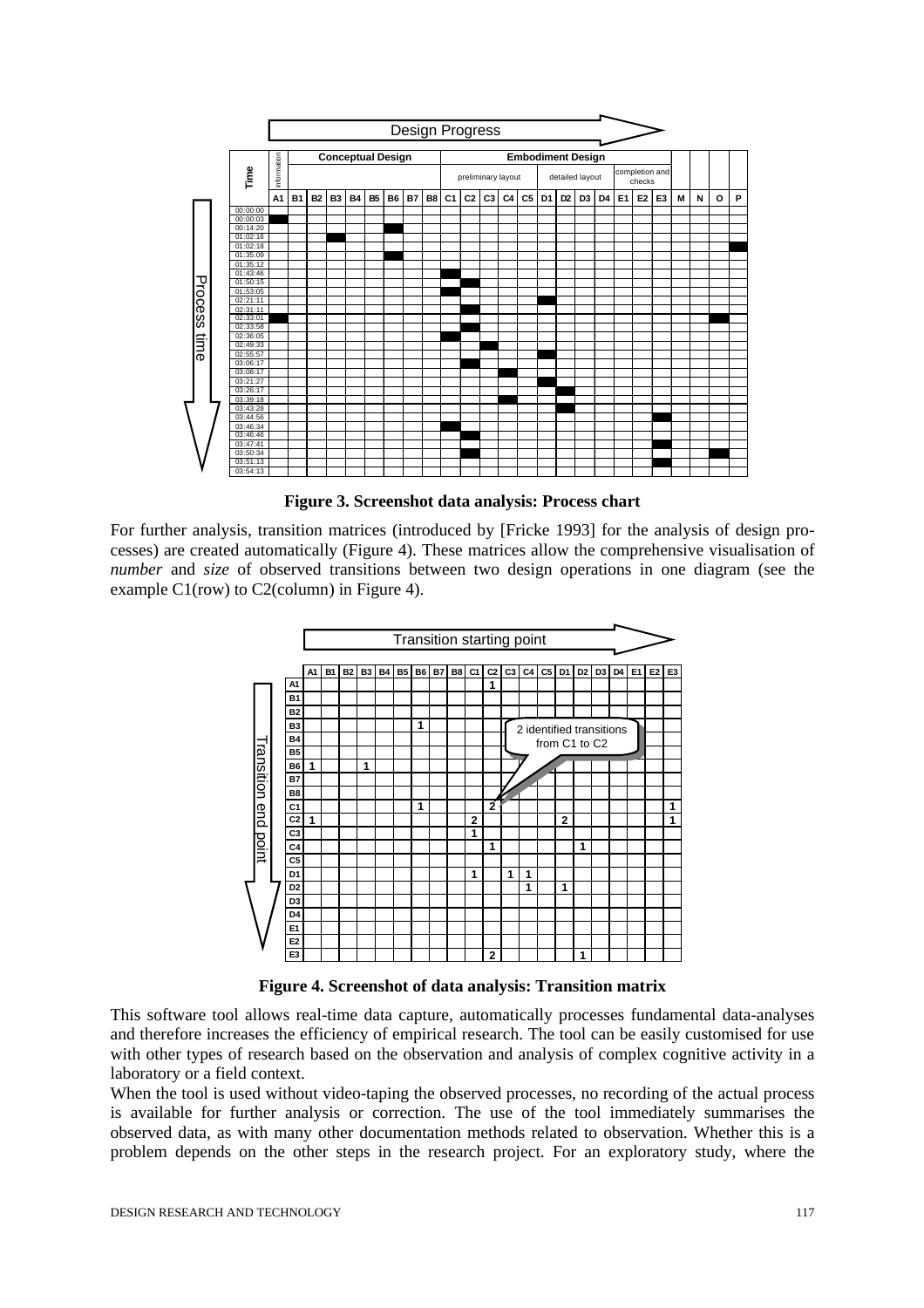**Figure 3. Screenshot data analysis: Process chart**

For further analysis, transition matrices (introduced by [Fricke 1993] for the analysis of design processes) are created automatically (Figure 4). These matrices allow the comprehensive visualisation of *number* and *size* of observed transitions between two design operations in one diagram (see the example C1(row) to C2(column) in Figure 4).

Transition starting point (columns) → Transition end point (rows)

| | A1 | B1 | B2 | B3 | B4 | B5 | B6 | B7 | B8 | C1 | C2 | C3 | C4 | C5 | D1 | D2 | D3 | D4 | E1 | E2 | E3 |
|---|---|---|---|---|---|---|---|---|---|---|---|---|---|---|---|---|---|---|---|---|---|
| A1 | | | | | | | | | | | 1 | | | | | | | | | | |
| B1 | | | | | | | | | | | | | | | | | | | | | |
| B2 | | | | | | | | | | | | | | | | | | | | | |
| B3 | | | | | | | 1 | | | | | | | | | | | | | | |
| B4 | | | | | | | | | | | | | | | | | | | | | |
| B5 | | | | | | | | | | | | | | | | | | | | | |
| B6 | 1 | | | 1 | | | | | | | | | | | | | | | | | |
| B7 | | | | | | | | | | | | | | | | | | | | | |
| B8 | | | | | | | | | | | | | | | | | | | | | |
| C1 | | | | | | | 1 | | | | 2 | | | | | | | | | | 1 |
| C2 | 1 | | | | | | | | | 2 | | | | | 2 | | | | | | 1 |
| C3 | | | | | | | | | | 1 | | | | | | | | | | | |
| C4 | | | | | | | | | | | 1 | | | | | 1 | | | | | |
| C5 | | | | | | | | | | | | | | | | | | | | | |
| D1 | | | | | | | | | | 1 | | 1 | 1 | | | | | | | | |
| D2 | | | | | | | | | | | | | 1 | | 1 | | | | | | |
| D3 | | | | | | | | | | | | | | | | | | | | | |
| D4 | | | | | | | | | | | | | | | | | | | | | |
| E1 | | | | | | | | | | | | | | | | | | | | | |
| E2 | | | | | | | | | | | | | | | | | | | | | |
| E3 | | | | | | | | | | | 2 | | | | | 1 | | | | | |

(Callout: 2 identified transitions from C1 to C2)

**Figure 4. Screenshot of data analysis: Transition matrix**

This software tool allows real-time data capture, automatically processes fundamental data-analyses and therefore increases the efficiency of empirical research. The tool can be easily customised for use with other types of research based on the observation and analysis of complex cognitive activity in a laboratory or a field context.

When the tool is used without video-taping the observed processes, no recording of the actual process is available for further analysis or correction. The use of the tool immediately summarises the observed data, as with many other documentation methods related to observation. Whether this is a problem depends on the other steps in the research project. For an exploratory study, where the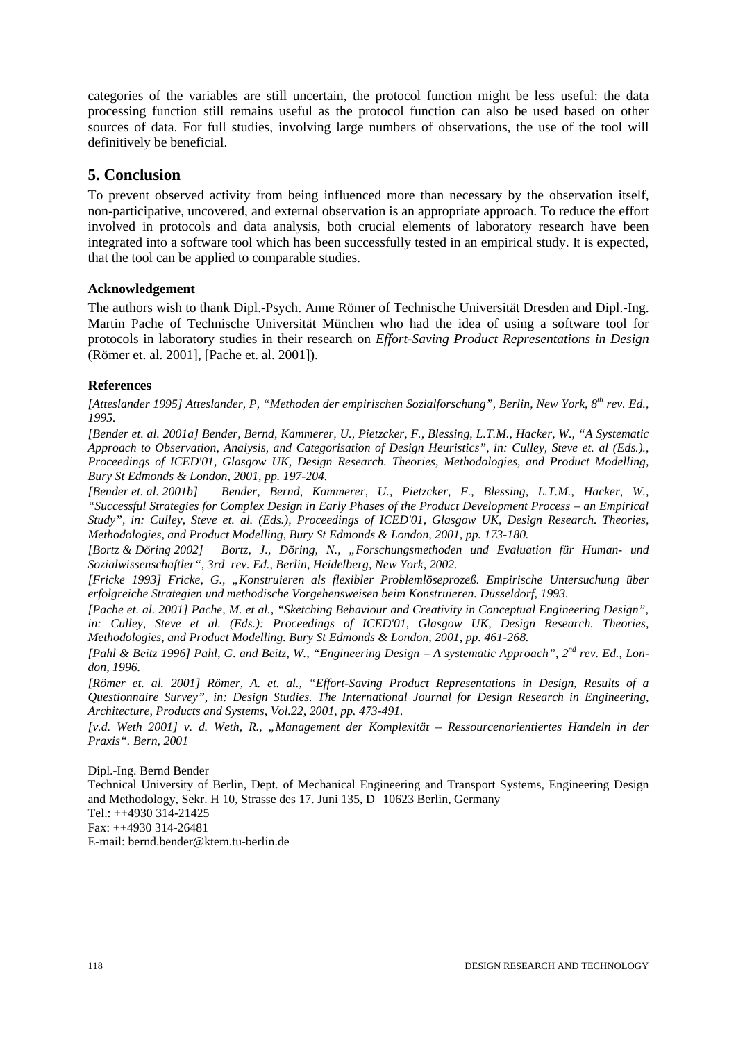categories of the variables are still uncertain, the protocol function might be less useful: the data processing function still remains useful as the protocol function can also be used based on other sources of data. For full studies, involving large numbers of observations, the use of the tool will definitively be beneficial.

## 5. Conclusion

To prevent observed activity from being influenced more than necessary by the observation itself, non-participative, uncovered, and external observation is an appropriate approach. To reduce the effort involved in protocols and data analysis, both crucial elements of laboratory research have been integrated into a software tool which has been successfully tested in an empirical study. It is expected, that the tool can be applied to comparable studies.

### Acknowledgement

The authors wish to thank Dipl.-Psych. Anne Römer of Technische Universität Dresden and Dipl.-Ing. Martin Pache of Technische Universität München who had the idea of using a software tool for protocols in laboratory studies in their research on *Effort-Saving Product Representations in Design* (Römer et. al. 2001], [Pache et. al. 2001]).

### References

*[Atteslander 1995] Atteslander, P, "Methoden der empirischen Sozialforschung", Berlin, New York, 8th rev. Ed., 1995.*

*[Bender et. al. 2001a] Bender, Bernd, Kammerer, U., Pietzcker, F., Blessing, L.T.M., Hacker, W., "A Systematic Approach to Observation, Analysis, and Categorisation of Design Heuristics", in: Culley, Steve et. al (Eds.)., Proceedings of ICED'01, Glasgow UK, Design Research. Theories, Methodologies, and Product Modelling, Bury St Edmonds & London, 2001, pp. 197-204.*

*[Bender et. al. 2001b] Bender, Bernd, Kammerer, U., Pietzcker, F., Blessing, L.T.M., Hacker, W., "Successful Strategies for Complex Design in Early Phases of the Product Development Process – an Empirical Study", in: Culley, Steve et. al. (Eds.), Proceedings of ICED'01, Glasgow UK, Design Research. Theories, Methodologies, and Product Modelling, Bury St Edmonds & London, 2001, pp. 173-180.*

*[Bortz & Döring 2002] Bortz, J., Döring, N., „Forschungsmethoden und Evaluation für Human- und Sozialwissenschaftler", 3rd rev. Ed., Berlin, Heidelberg, New York, 2002.*

*[Fricke 1993] Fricke, G., „Konstruieren als flexibler Problemlöseprozeß. Empirische Untersuchung über erfolgreiche Strategien und methodische Vorgehensweisen beim Konstruieren. Düsseldorf, 1993.*

*[Pache et. al. 2001] Pache, M. et al., "Sketching Behaviour and Creativity in Conceptual Engineering Design", in: Culley, Steve et al. (Eds.): Proceedings of ICED'01, Glasgow UK, Design Research. Theories, Methodologies, and Product Modelling. Bury St Edmonds & London, 2001, pp. 461-268.*

*[Pahl & Beitz 1996] Pahl, G. and Beitz, W., "Engineering Design – A systematic Approach", 2nd rev. Ed., London, 1996.*

*[Römer et. al. 2001] Römer, A. et. al., "Effort-Saving Product Representations in Design, Results of a Questionnaire Survey", in: Design Studies. The International Journal for Design Research in Engineering, Architecture, Products and Systems, Vol.22, 2001, pp. 473-491.*

*[v.d. Weth 2001] v. d. Weth, R., „Management der Komplexität – Ressourcenorientiertes Handeln in der Praxis". Bern, 2001*

Dipl.-Ing. Bernd Bender
Technical University of Berlin, Dept. of Mechanical Engineering and Transport Systems, Engineering Design and Methodology, Sekr. H 10, Strasse des 17. Juni 135, D 10623 Berlin, Germany
Tel.: ++4930 314-21425
Fax: ++4930 314-26481
E-mail: bernd.bender@ktem.tu-berlin.de